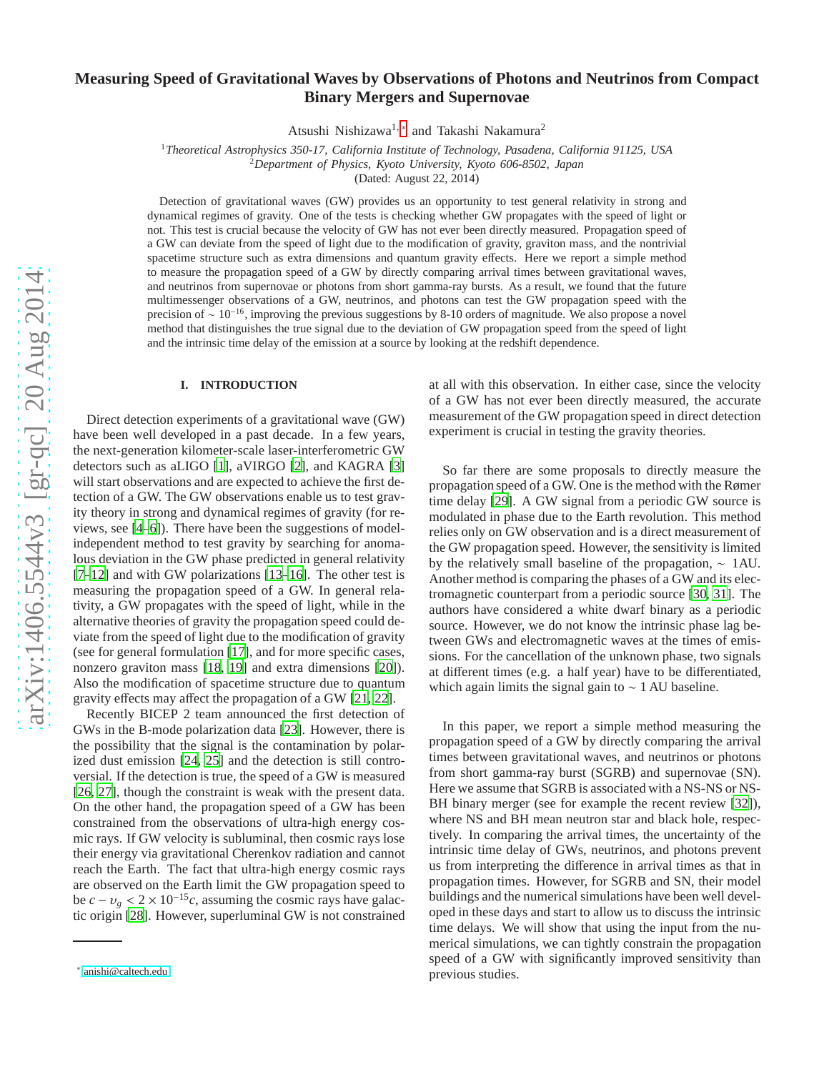# Measuring Speed of Gravitational Waves by Observations of Photons and Neutrinos from Compact Binary Mergers and Supernovae

Atsushi Nishizawa[1,*] and Takashi Nakamura[2]

[1]*Theoretical Astrophysics 350-17, California Institute of Technology, Pasadena, California 91125, USA*
[2]*Department of Physics, Kyoto University, Kyoto 606-8502, Japan*
(Dated: August 22, 2014)

Detection of gravitational waves (GW) provides us an opportunity to test general relativity in strong and dynamical regimes of gravity. One of the tests is checking whether GW propagates with the speed of light or not. This test is crucial because the velocity of GW has not ever been directly measured. Propagation speed of a GW can deviate from the speed of light due to the modification of gravity, graviton mass, and the nontrivial spacetime structure such as extra dimensions and quantum gravity effects. Here we report a simple method to measure the propagation speed of a GW by directly comparing arrival times between gravitational waves, and neutrinos from supernovae or photons from short gamma-ray bursts. As a result, we found that the future multimessenger observations of a GW, neutrinos, and photons can test the GW propagation speed with the precision of $\sim 10^{-16}$, improving the previous suggestions by 8-10 orders of magnitude. We also propose a novel method that distinguishes the true signal due to the deviation of GW propagation speed from the speed of light and the intrinsic time delay of the emission at a source by looking at the redshift dependence.

## I. INTRODUCTION

Direct detection experiments of a gravitational wave (GW) have been well developed in a past decade. In a few years, the next-generation kilometer-scale laser-interferometric GW detectors such as aLIGO [1], aVIRGO [2], and KAGRA [3] will start observations and are expected to achieve the first detection of a GW. The GW observations enable us to test gravity theory in strong and dynamical regimes of gravity (for reviews, see [4–6]). There have been the suggestions of model-independent method to test gravity by searching for anomalous deviation in the GW phase predicted in general relativity [7–12] and with GW polarizations [13–16]. The other test is measuring the propagation speed of a GW. In general relativity, a GW propagates with the speed of light, while in the alternative theories of gravity the propagation speed could deviate from the speed of light due to the modification of gravity (see for general formulation [17], and for more specific cases, nonzero graviton mass [18, 19] and extra dimensions [20]). Also the modification of spacetime structure due to quantum gravity effects may affect the propagation of a GW [21, 22].

Recently BICEP 2 team announced the first detection of GWs in the B-mode polarization data [23]. However, there is the possibility that the signal is the contamination by polarized dust emission [24, 25] and the detection is still controversial. If the detection is true, the speed of a GW is measured [26, 27], though the constraint is weak with the present data. On the other hand, the propagation speed of a GW has been constrained from the observations of ultra-high energy cosmic rays. If GW velocity is subluminal, then cosmic rays lose their energy via gravitational Cherenkov radiation and cannot reach the Earth. The fact that ultra-high energy cosmic rays are observed on the Earth limit the GW propagation speed to be $c - \upsilon_g < 2 \times 10^{-15} c$, assuming the cosmic rays have galactic origin [28]. However, superluminal GW is not constrained at all with this observation. In either case, since the velocity of a GW has not ever been directly measured, the accurate measurement of the GW propagation speed in direct detection experiment is crucial in testing the gravity theories.

So far there are some proposals to directly measure the propagation speed of a GW. One is the method with the Rømer time delay [29]. A GW signal from a periodic GW source is modulated in phase due to the Earth revolution. This method relies only on GW observation and is a direct measurement of the GW propagation speed. However, the sensitivity is limited by the relatively small baseline of the propagation, $\sim$ 1AU. Another method is comparing the phases of a GW and its electromagnetic counterpart from a periodic source [30, 31]. The authors have considered a white dwarf binary as a periodic source. However, we do not know the intrinsic phase lag between GWs and electromagnetic waves at the times of emissions. For the cancellation of the unknown phase, two signals at different times (e.g. a half year) have to be differentiated, which again limits the signal gain to $\sim$ 1 AU baseline.

In this paper, we report a simple method measuring the propagation speed of a GW by directly comparing the arrival times between gravitational waves, and neutrinos or photons from short gamma-ray burst (SGRB) and supernovae (SN). Here we assume that SGRB is associated with a NS-NS or NS-BH binary merger (see for example the recent review [32]), where NS and BH mean neutron star and black hole, respectively. In comparing the arrival times, the uncertainty of the intrinsic time delay of GWs, neutrinos, and photons prevent us from interpreting the difference in arrival times as that in propagation times. However, for SGRB and SN, their model buildings and the numerical simulations have been well developed in these days and start to allow us to discuss the intrinsic time delays. We will show that using the input from the numerical simulations, we can tightly constrain the propagation speed of a GW with significantly improved sensitivity than previous studies.

* anishi@caltech.edu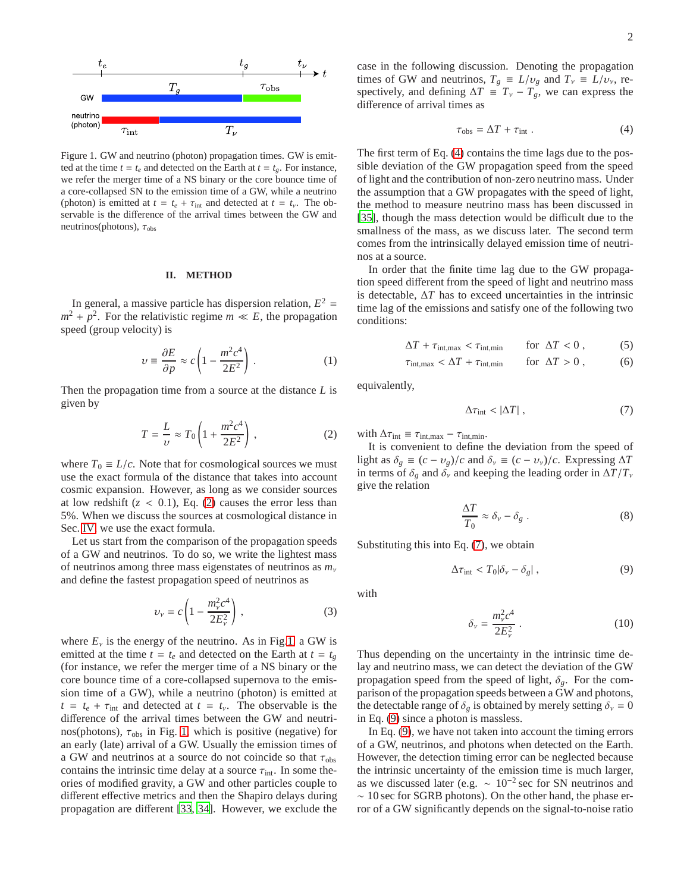Figure 1. GW and neutrino (photon) propagation times. GW is emitted at the time $t = t_e$ and detected on the Earth at $t = t_g$. For instance, we refer the merger time of a NS binary or the core bounce time of a core-collapsed SN to the emission time of a GW, while a neutrino (photon) is emitted at $t = t_e + \tau_{\rm int}$ and detected at $t = t_\nu$. The observable is the difference of the arrival times between the GW and neutrinos(photons), $\tau_{\rm obs}$

## II. METHOD

In general, a massive particle has dispersion relation, $E^2 = m^2 + p^2$. For the relativistic regime $m \ll E$, the propagation speed (group velocity) is

$$\upsilon \equiv \frac{\partial E}{\partial p} \approx c\left(1 - \frac{m^2c^4}{2E^2}\right) . \tag{1}$$

Then the propagation time from a source at the distance $L$ is given by

$$T = \frac{L}{\upsilon} \approx T_0\left(1 + \frac{m^2c^4}{2E^2}\right) , \tag{2}$$

where $T_0 \equiv L/c$. Note that for cosmological sources we must use the exact formula of the distance that takes into account cosmic expansion. However, as long as we consider sources at low redshift ($z < 0.1$), Eq. (2) causes the error less than 5%. When we discuss the sources at cosmological distance in Sec. IV, we use the exact formula.

Let us start from the comparison of the propagation speeds of a GW and neutrinos. To do so, we write the lightest mass of neutrinos among three mass eigenstates of neutrinos as $m_\nu$ and define the fastest propagation speed of neutrinos as

$$\upsilon_\nu = c\left(1 - \frac{m_\nu^2c^4}{2E_\nu^2}\right) , \tag{3}$$

where $E_\nu$ is the energy of the neutrino. As in Fig.1, a GW is emitted at the time $t = t_e$ and detected on the Earth at $t = t_g$ (for instance, we refer the merger time of a NS binary or the core bounce time of a core-collapsed supernova to the emission time of a GW), while a neutrino (photon) is emitted at $t = t_e + \tau_{\rm int}$ and detected at $t = t_\nu$. The observable is the difference of the arrival times between the GW and neutrinos(photons), $\tau_{\rm obs}$ in Fig. 1, which is positive (negative) for an early (late) arrival of a GW. Usually the emission times of a GW and neutrinos at a source do not coincide so that $\tau_{\rm obs}$ contains the intrinsic time delay at a source $\tau_{\rm int}$. In some theories of modified gravity, a GW and other particles couple to different effective metrics and then the Shapiro delays during propagation are different [33, 34]. However, we exclude the case in the following discussion. Denoting the propagation times of GW and neutrinos, $T_g \equiv L/\upsilon_g$ and $T_\nu \equiv L/\upsilon_\nu$, respectively, and defining $\Delta T \equiv T_\nu - T_g$, we can express the difference of arrival times as

$$\tau_{\rm obs} = \Delta T + \tau_{\rm int} . \tag{4}$$

The first term of Eq. (4) contains the time lags due to the possible deviation of the GW propagation speed from the speed of light and the contribution of non-zero neutrino mass. Under the assumption that a GW propagates with the speed of light, the method to measure neutrino mass has been discussed in [35], though the mass detection would be difficult due to the smallness of the mass, as we discuss later. The second term comes from the intrinsically delayed emission time of neutrinos at a source.

In order that the finite time lag due to the GW propagation speed different from the speed of light and neutrino mass is detectable, $\Delta T$ has to exceed uncertainties in the intrinsic time lag of the emissions and satisfy one of the following two conditions:

$$\Delta T + \tau_{\rm int,max} < \tau_{\rm int,min} \qquad \text{for} \ \ \Delta T < 0 , \tag{5}$$

$$\tau_{\rm int,max} < \Delta T + \tau_{\rm int,min} \qquad \text{for} \ \ \Delta T > 0 , \tag{6}$$

equivalently,

$$\Delta\tau_{\rm int} < |\Delta T| , \tag{7}$$

with $\Delta\tau_{\rm int} \equiv \tau_{\rm int,max} - \tau_{\rm int,min}$.

It is convenient to define the deviation from the speed of light as $\delta_g \equiv (c - \upsilon_g)/c$ and $\delta_\nu \equiv (c - \upsilon_\nu)/c$. Expressing $\Delta T$ in terms of $\delta_g$ and $\delta_\nu$ and keeping the leading order in $\Delta T/T_\nu$ give the relation

$$\frac{\Delta T}{T_0} \approx \delta_\nu - \delta_g . \tag{8}$$

Substituting this into Eq. (7), we obtain

$$\Delta\tau_{\rm int} < T_0|\delta_\nu - \delta_g| , \tag{9}$$

with

$$\delta_\nu = \frac{m_\nu^2c^4}{2E_\nu^2} . \tag{10}$$

Thus depending on the uncertainty in the intrinsic time delay and neutrino mass, we can detect the deviation of the GW propagation speed from the speed of light, $\delta_g$. For the comparison of the propagation speeds between a GW and photons, the detectable range of $\delta_g$ is obtained by merely setting $\delta_\nu = 0$ in Eq. (9) since a photon is massless.

In Eq. (9), we have not taken into account the timing errors of a GW, neutrinos, and photons when detected on the Earth. However, the detection timing error can be neglected because the intrinsic uncertainty of the emission time is much larger, as we discussed later (e.g. $\sim 10^{-2}$ sec for SN neutrinos and $\sim 10$ sec for SGRB photons). On the other hand, the phase error of a GW significantly depends on the signal-to-noise ratio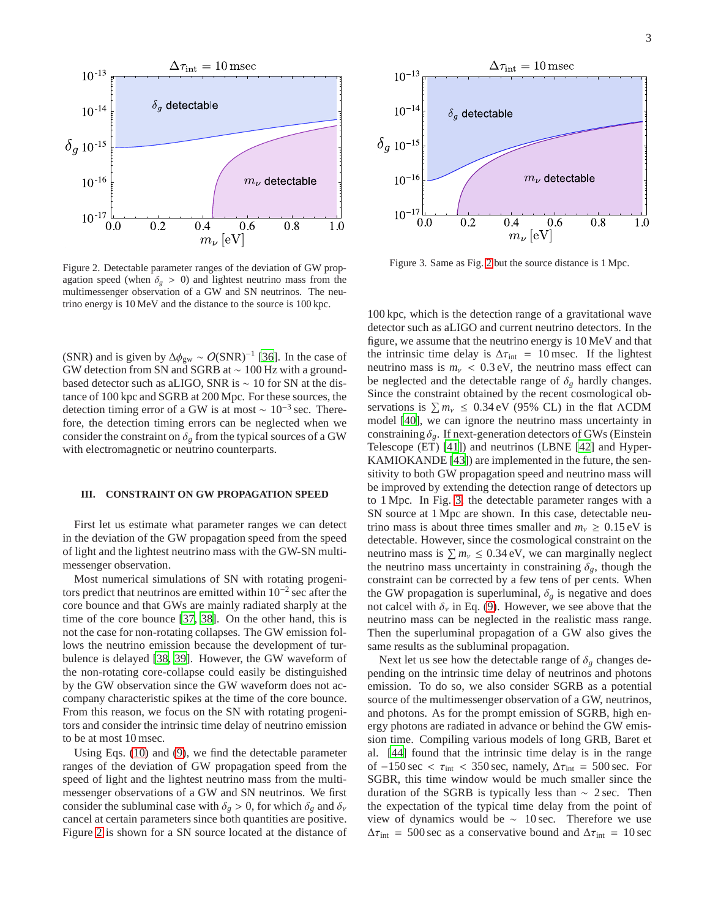Figure 2. Detectable parameter ranges of the deviation of GW propagation speed (when $\delta_g > 0$) and lightest neutrino mass from the multimessenger observation of a GW and SN neutrinos. The neutrino energy is 10 MeV and the distance to the source is 100 kpc.

Figure 3. Same as Fig. 2 but the source distance is 1 Mpc.

(SNR) and is given by $\Delta\phi_{\rm gw} \sim O({\rm SNR})^{-1}$ [36]. In the case of GW detection from SN and SGRB at $\sim$ 100 Hz with a ground-based detector such as aLIGO, SNR is $\sim$ 10 for SN at the distance of 100 kpc and SGRB at 200 Mpc. For these sources, the detection timing error of a GW is at most $\sim 10^{-3}$ sec. Therefore, the detection timing errors can be neglected when we consider the constraint on $\delta_g$ from the typical sources of a GW with electromagnetic or neutrino counterparts.

## III. CONSTRAINT ON GW PROPAGATION SPEED

First let us estimate what parameter ranges we can detect in the deviation of the GW propagation speed from the speed of light and the lightest neutrino mass with the GW-SN multimessenger observation.

Most numerical simulations of SN with rotating progenitors predict that neutrinos are emitted within $10^{-2}$ sec after the core bounce and that GWs are mainly radiated sharply at the time of the core bounce [37, 38]. On the other hand, this is not the case for non-rotating collapses. The GW emission follows the neutrino emission because the development of turbulence is delayed [38, 39]. However, the GW waveform of the non-rotating core-collapse could easily be distinguished by the GW observation since the GW waveform does not accompany characteristic spikes at the time of the core bounce. From this reason, we focus on the SN with rotating progenitors and consider the intrinsic time delay of neutrino emission to be at most 10 msec.

Using Eqs. (10) and (9), we find the detectable parameter ranges of the deviation of GW propagation speed from the speed of light and the lightest neutrino mass from the multimessenger observations of a GW and SN neutrinos. We first consider the subluminal case with $\delta_g > 0$, for which $\delta_g$ and $\delta_\nu$ cancel at certain parameters since both quantities are positive. Figure 2 is shown for a SN source located at the distance of 100 kpc, which is the detection range of a gravitational wave detector such as aLIGO and current neutrino detectors. In the figure, we assume that the neutrino energy is 10 MeV and that the intrinsic time delay is $\Delta\tau_{\rm int} = 10$ msec. If the lightest neutrino mass is $m_\nu < 0.3$ eV, the neutrino mass effect can be neglected and the detectable range of $\delta_g$ hardly changes. Since the constraint obtained by the recent cosmological observations is $\sum m_\nu \leq 0.34$ eV (95% CL) in the flat $\Lambda$CDM model [40], we can ignore the neutrino mass uncertainty in constraining $\delta_g$. If next-generation detectors of GWs (Einstein Telescope (ET) [41]) and neutrinos (LBNE [42] and Hyper-KAMIOKANDE [43]) are implemented in the future, the sensitivity to both GW propagation speed and neutrino mass will be improved by extending the detection range of detectors up to 1 Mpc. In Fig. 3, the detectable parameter ranges with a SN source at 1 Mpc are shown. In this case, detectable neutrino mass is about three times smaller and $m_\nu \geq 0.15$ eV is detectable. However, since the cosmological constraint on the neutrino mass is $\sum m_\nu \leq 0.34$ eV, we can marginally neglect the neutrino mass uncertainty in constraining $\delta_g$, though the constraint can be corrected by a few tens of per cents. When the GW propagation is superluminal, $\delta_g$ is negative and does not calcel with $\delta_\nu$ in Eq. (9). However, we see above that the neutrino mass can be neglected in the realistic mass range. Then the superluminal propagation of a GW also gives the same results as the subluminal propagation.

Next let us see how the detectable range of $\delta_g$ changes depending on the intrinsic time delay of neutrinos and photons emission. To do so, we also consider SGRB as a potential source of the multimessenger observation of a GW, neutrinos, and photons. As for the prompt emission of SGRB, high energy photons are radiated in advance or behind the GW emission time. Compiling various models of long GRB, Baret et al. [44] found that the intrinsic time delay is in the range of $-150\,{\rm sec} < \tau_{\rm int} < 350\,{\rm sec}$, namely, $\Delta\tau_{\rm int} = 500$ sec. For SGBR, this time window would be much smaller since the duration of the SGRB is typically less than $\sim$ 2 sec. Then the expectation of the typical time delay from the point of view of dynamics would be $\sim$ 10 sec. Therefore we use $\Delta\tau_{\rm int} = 500$ sec as a conservative bound and $\Delta\tau_{\rm int} = 10$ sec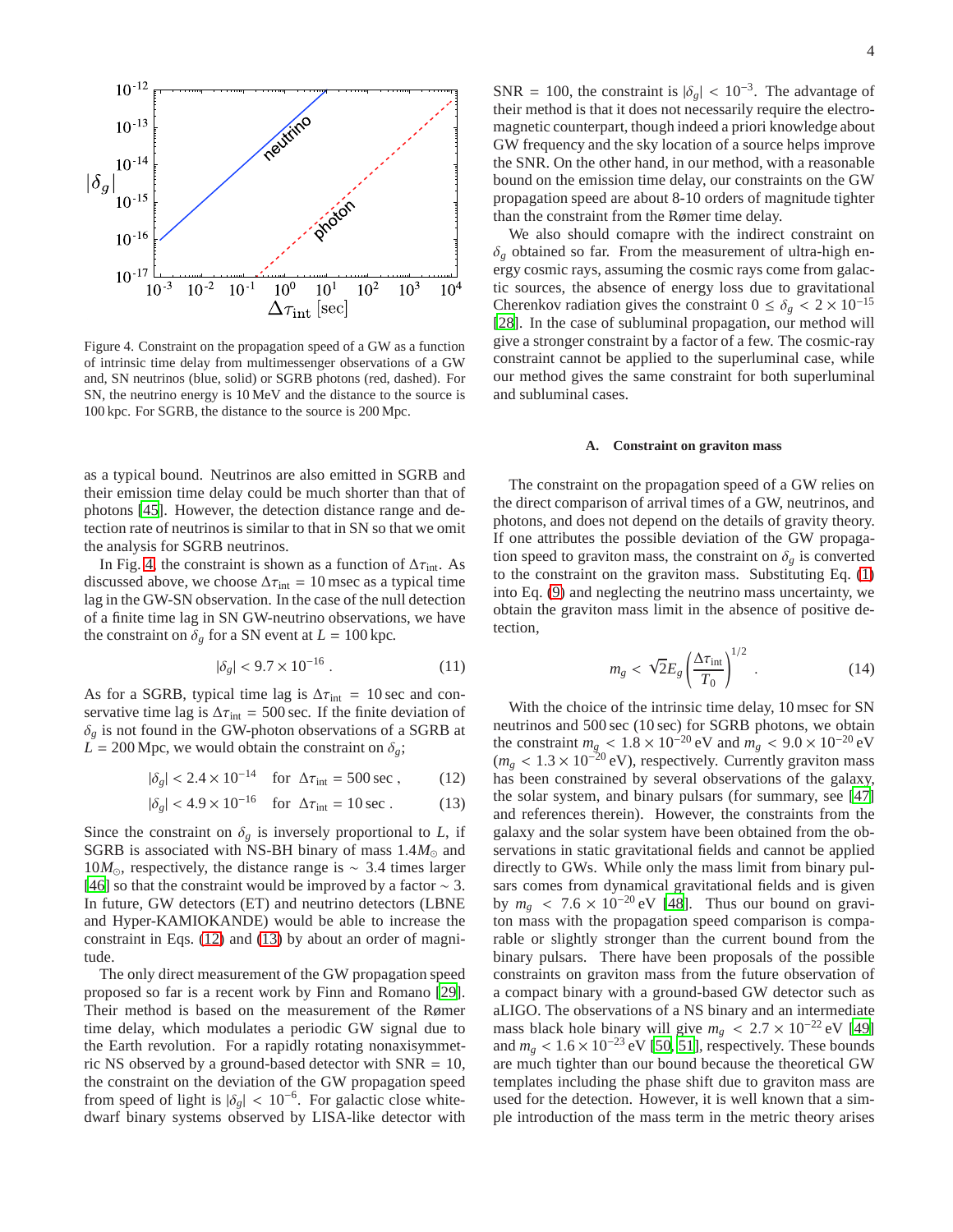Figure 4. Constraint on the propagation speed of a GW as a function of intrinsic time delay from multimessenger observations of a GW and, SN neutrinos (blue, solid) or SGRB photons (red, dashed). For SN, the neutrino energy is 10 MeV and the distance to the source is 100 kpc. For SGRB, the distance to the source is 200 Mpc.

as a typical bound. Neutrinos are also emitted in SGRB and their emission time delay could be much shorter than that of photons [45]. However, the detection distance range and detection rate of neutrinos is similar to that in SN so that we omit the analysis for SGRB neutrinos.

In Fig. 4, the constraint is shown as a function of $\Delta\tau_{\rm int}$. As discussed above, we choose $\Delta\tau_{\rm int} = 10$ msec as a typical time lag in the GW-SN observation. In the case of the null detection of a finite time lag in SN GW-neutrino observations, we have the constraint on $\delta_g$ for a SN event at $L = 100$ kpc.

$$|\delta_g| < 9.7 \times 10^{-16} \, . \tag{11}$$

As for a SGRB, typical time lag is $\Delta\tau_{\rm int} = 10$ sec and conservative time lag is $\Delta\tau_{\rm int} = 500$ sec. If the finite deviation of $\delta_g$ is not found in the GW-photon observations of a SGRB at $L = 200$ Mpc, we would obtain the constraint on $\delta_g$;

$$|\delta_g| < 2.4 \times 10^{-14} \quad \text{for} \ \ \Delta\tau_{\rm int} = 500 \, \text{sec} \, , \tag{12}$$

$$|\delta_g| < 4.9 \times 10^{-16} \quad \text{for} \ \ \Delta\tau_{\rm int} = 10 \, \text{sec} \, . \tag{13}$$

Since the constraint on $\delta_g$ is inversely proportional to $L$, if SGRB is associated with NS-BH binary of mass $1.4 M_\odot$ and $10 M_\odot$, respectively, the distance range is $\sim 3.4$ times larger [46] so that the constraint would be improved by a factor $\sim 3$. In future, GW detectors (ET) and neutrino detectors (LBNE and Hyper-KAMIOKANDE) would be able to increase the constraint in Eqs. (12) and (13) by about an order of magnitude.

The only direct measurement of the GW propagation speed proposed so far is a recent work by Finn and Romano [29]. Their method is based on the measurement of the Rømer time delay, which modulates a periodic GW signal due to the Earth revolution. For a rapidly rotating nonaxisymmetric NS observed by a ground-based detector with SNR = 10, the constraint on the deviation of the GW propagation speed from speed of light is $|\delta_g| < 10^{-6}$. For galactic close white-dwarf binary systems observed by LISA-like detector with SNR = 100, the constraint is $|\delta_g| < 10^{-3}$. The advantage of their method is that it does not necessarily require the electromagnetic counterpart, though indeed a priori knowledge about GW frequency and the sky location of a source helps improve the SNR. On the other hand, in our method, with a reasonable bound on the emission time delay, our constraints on the GW propagation speed are about 8-10 orders of magnitude tighter than the constraint from the Rømer time delay.

We also should comapre with the indirect constraint on $\delta_g$ obtained so far. From the measurement of ultra-high energy cosmic rays, assuming the cosmic rays come from galactic sources, the absence of energy loss due to gravitational Cherenkov radiation gives the constraint $0 \leq \delta_g < 2 \times 10^{-15}$ [28]. In the case of subluminal propagation, our method will give a stronger constraint by a factor of a few. The cosmic-ray constraint cannot be applied to the superluminal case, while our method gives the same constraint for both superluminal and subluminal cases.

### A. Constraint on graviton mass

The constraint on the propagation speed of a GW relies on the direct comparison of arrival times of a GW, neutrinos, and photons, and does not depend on the details of gravity theory. If one attributes the possible deviation of the GW propagation speed to graviton mass, the constraint on $\delta_g$ is converted to the constraint on the graviton mass. Substituting Eq. (1) into Eq. (9) and neglecting the neutrino mass uncertainty, we obtain the graviton mass limit in the absence of positive detection,

$$m_g < \sqrt{2} E_g \left( \frac{\Delta\tau_{\rm int}}{T_0} \right)^{1/2} \, . \tag{14}$$

With the choice of the intrinsic time delay, 10 msec for SN neutrinos and 500 sec (10 sec) for SGRB photons, we obtain the constraint $m_g < 1.8 \times 10^{-20}$ eV and $m_g < 9.0 \times 10^{-20}$ eV ($m_g < 1.3 \times 10^{-20}$ eV), respectively. Currently graviton mass has been constrained by several observations of the galaxy, the solar system, and binary pulsars (for summary, see [47] and references therein). However, the constraints from the galaxy and the solar system have been obtained from the observations in static gravitational fields and cannot be applied directly to GWs. While only the mass limit from binary pulsars comes from dynamical gravitational fields and is given by $m_g < 7.6 \times 10^{-20}$ eV [48]. Thus our bound on graviton mass with the propagation speed comparison is comparable or slightly stronger than the current bound from the binary pulsars. There have been proposals of the possible constraints on graviton mass from the future observation of a compact binary with a ground-based GW detector such as aLIGO. The observations of a NS binary and an intermediate mass black hole binary will give $m_g < 2.7 \times 10^{-22}$ eV [49] and $m_g < 1.6 \times 10^{-23}$ eV [50, 51], respectively. These bounds are much tighter than our bound because the theoretical GW templates including the phase shift due to graviton mass are used for the detection. However, it is well known that a simple introduction of the mass term in the metric theory arises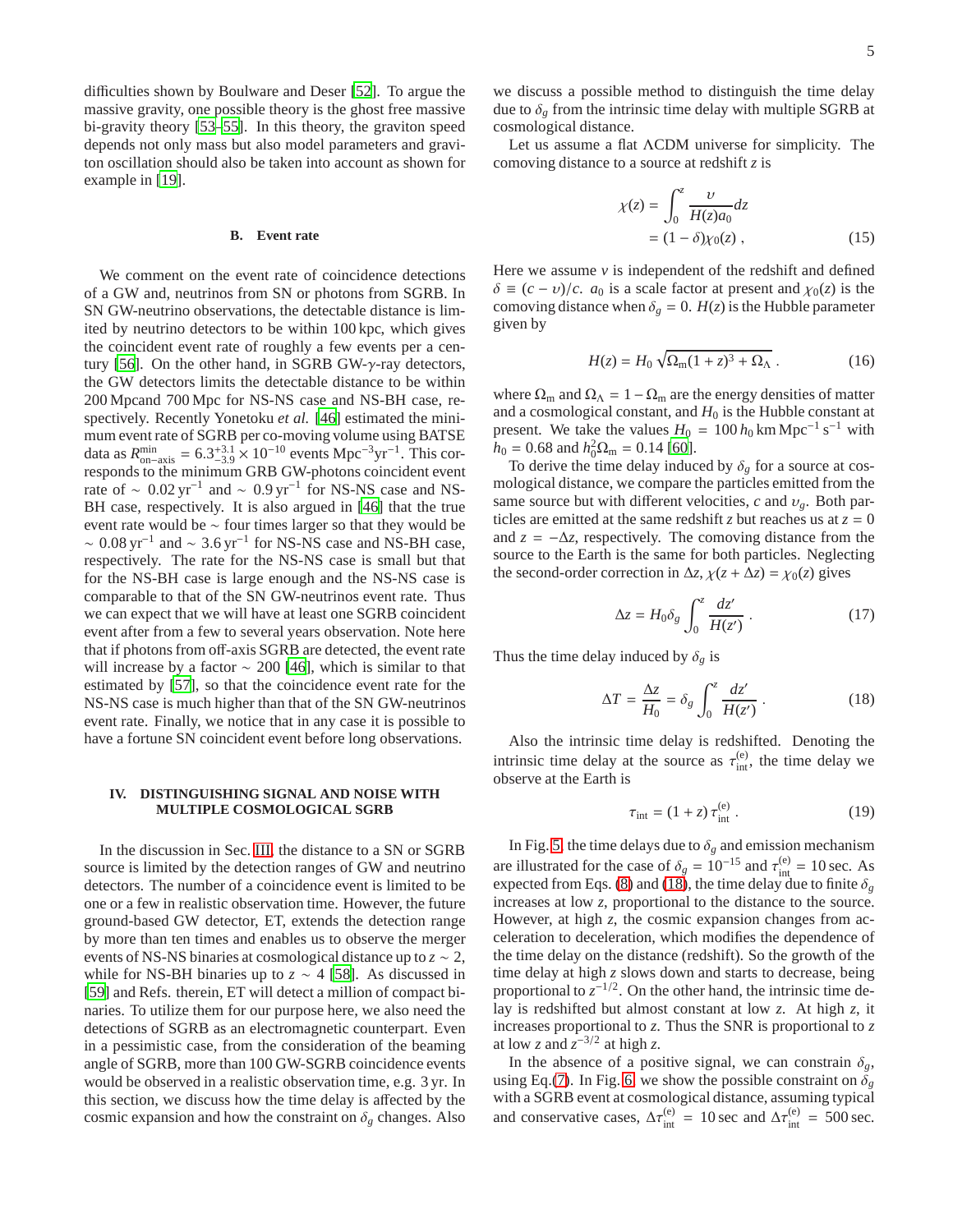difficulties shown by Boulware and Deser [52]. To argue the massive gravity, one possible theory is the ghost free massive bi-gravity theory [53–55]. In this theory, the graviton speed depends not only mass but also model parameters and graviton oscillation should also be taken into account as shown for example in [19].

### B. Event rate

We comment on the event rate of coincidence detections of a GW and, neutrinos from SN or photons from SGRB. In SN GW-neutrino observations, the detectable distance is limited by neutrino detectors to be within 100 kpc, which gives the coincident event rate of roughly a few events per a century [56]. On the other hand, in SGRB GW-$\gamma$-ray detectors, the GW detectors limits the detectable distance to be within 200 Mpcand 700 Mpc for NS-NS case and NS-BH case, respectively. Recently Yonetoku *et al.* [46] estimated the minimum event rate of SGRB per co-moving volume using BATSE data as $R^{\rm min}_{\rm on-axis} = 6.3^{+3.1}_{-3.9} \times 10^{-10}$ events $\rm Mpc^{-3} yr^{-1}$. This corresponds to the minimum GRB GW-photons coincident event rate of $\sim 0.02\,\rm yr^{-1}$ and $\sim 0.9\,\rm yr^{-1}$ for NS-NS case and NS-BH case, respectively. It is also argued in [46] that the true event rate would be $\sim$ four times larger so that they would be $\sim 0.08\,\rm yr^{-1}$ and $\sim 3.6\,\rm yr^{-1}$ for NS-NS case and NS-BH case, respectively. The rate for the NS-NS case is small but that for the NS-BH case is large enough and the NS-NS case is comparable to that of the SN GW-neutrinos event rate. Thus we can expect that we will have at least one SGRB coincident event after from a few to several years observation. Note here that if photons from off-axis SGRB are detected, the event rate will increase by a factor $\sim 200$ [46], which is similar to that estimated by [57], so that the coincidence event rate for the NS-NS case is much higher than that of the SN GW-neutrinos event rate. Finally, we notice that in any case it is possible to have a fortune SN coincident event before long observations.

## IV. DISTINGUISHING SIGNAL AND NOISE WITH MULTIPLE COSMOLOGICAL SGRB

In the discussion in Sec. III, the distance to a SN or SGRB source is limited by the detection ranges of GW and neutrino detectors. The number of a coincidence event is limited to be one or a few in realistic observation time. However, the future ground-based GW detector, ET, extends the detection range by more than ten times and enables us to observe the merger events of NS-NS binaries at cosmological distance up to $z \sim 2$, while for NS-BH binaries up to $z \sim 4$ [58]. As discussed in [59] and Refs. therein, ET will detect a million of compact binaries. To utilize them for our purpose here, we also need the detections of SGRB as an electromagnetic counterpart. Even in a pessimistic case, from the consideration of the beaming angle of SGRB, more than 100 GW-SGRB coincidence events would be observed in a realistic observation time, e.g. 3 yr. In this section, we discuss how the time delay is affected by the cosmic expansion and how the constraint on $\delta_g$ changes. Also we discuss a possible method to distinguish the time delay due to $\delta_g$ from the intrinsic time delay with multiple SGRB at cosmological distance.

Let us assume a flat ΛCDM universe for simplicity. The comoving distance to a source at redshift $z$ is

$$
\begin{aligned}
\chi(z) &= \int_0^z \frac{\upsilon}{H(z)a_0} dz \\
&= (1-\delta)\chi_0(z)\,, 
\end{aligned}
\tag{15}
$$

Here we assume $v$ is independent of the redshift and defined $\delta \equiv (c-\upsilon)/c$. $a_0$ is a scale factor at present and $\chi_0(z)$ is the comoving distance when $\delta_g = 0$. $H(z)$ is the Hubble parameter given by

$$
H(z) = H_0\sqrt{\Omega_{\rm m}(1+z)^3 + \Omega_\Lambda}\,. \tag{16}
$$

where $\Omega_{\rm m}$ and $\Omega_\Lambda = 1-\Omega_{\rm m}$ are the energy densities of matter and a cosmological constant, and $H_0$ is the Hubble constant at present. We take the values $H_0 = 100\,h_0\,\rm km\,Mpc^{-1}\,s^{-1}$ with $h_0 = 0.68$ and $h_0^2\Omega_{\rm m} = 0.14$ [60].

To derive the time delay induced by $\delta_g$ for a source at cosmological distance, we compare the particles emitted from the same source but with different velocities, $c$ and $\upsilon_g$. Both particles are emitted at the same redshift $z$ but reaches us at $z = 0$ and $z = -\Delta z$, respectively. The comoving distance from the source to the Earth is the same for both particles. Neglecting the second-order correction in $\Delta z$, $\chi(z+\Delta z) = \chi_0(z)$ gives

$$
\Delta z = H_0 \delta_g \int_0^z \frac{dz'}{H(z')}\,. \tag{17}
$$

Thus the time delay induced by $\delta_g$ is

$$
\Delta T = \frac{\Delta z}{H_0} = \delta_g \int_0^z \frac{dz'}{H(z')}\,. \tag{18}
$$

Also the intrinsic time delay is redshifted. Denoting the intrinsic time delay at the source as $\tau^{(e)}_{\rm int}$, the time delay we observe at the Earth is

$$
\tau_{\rm int} = (1+z)\,\tau^{(e)}_{\rm int}\,. \tag{19}
$$

In Fig. 5, the time delays due to $\delta_g$ and emission mechanism are illustrated for the case of $\delta_g = 10^{-15}$ and $\tau^{(e)}_{\rm int} = 10\,\rm sec$. As expected from Eqs. (8) and (18), the time delay due to finite $\delta_g$ increases at low $z$, proportional to the distance to the source. However, at high $z$, the cosmic expansion changes from acceleration to deceleration, which modifies the dependence of the time delay on the distance (redshift). So the growth of the time delay at high $z$ slows down and starts to decrease, being proportional to $z^{-1/2}$. On the other hand, the intrinsic time delay is redshifted but almost constant at low $z$. At high $z$, it increases proportional to $z$. Thus the SNR is proportional to $z$ at low $z$ and $z^{-3/2}$ at high $z$.

In the absence of a positive signal, we can constrain $\delta_g$, using Eq.(7). In Fig. 6, we show the possible constraint on $\delta_g$ with a SGRB event at cosmological distance, assuming typical and conservative cases, $\Delta\tau^{(e)}_{\rm int} = 10\,\rm sec$ and $\Delta\tau^{(e)}_{\rm int} = 500\,\rm sec$.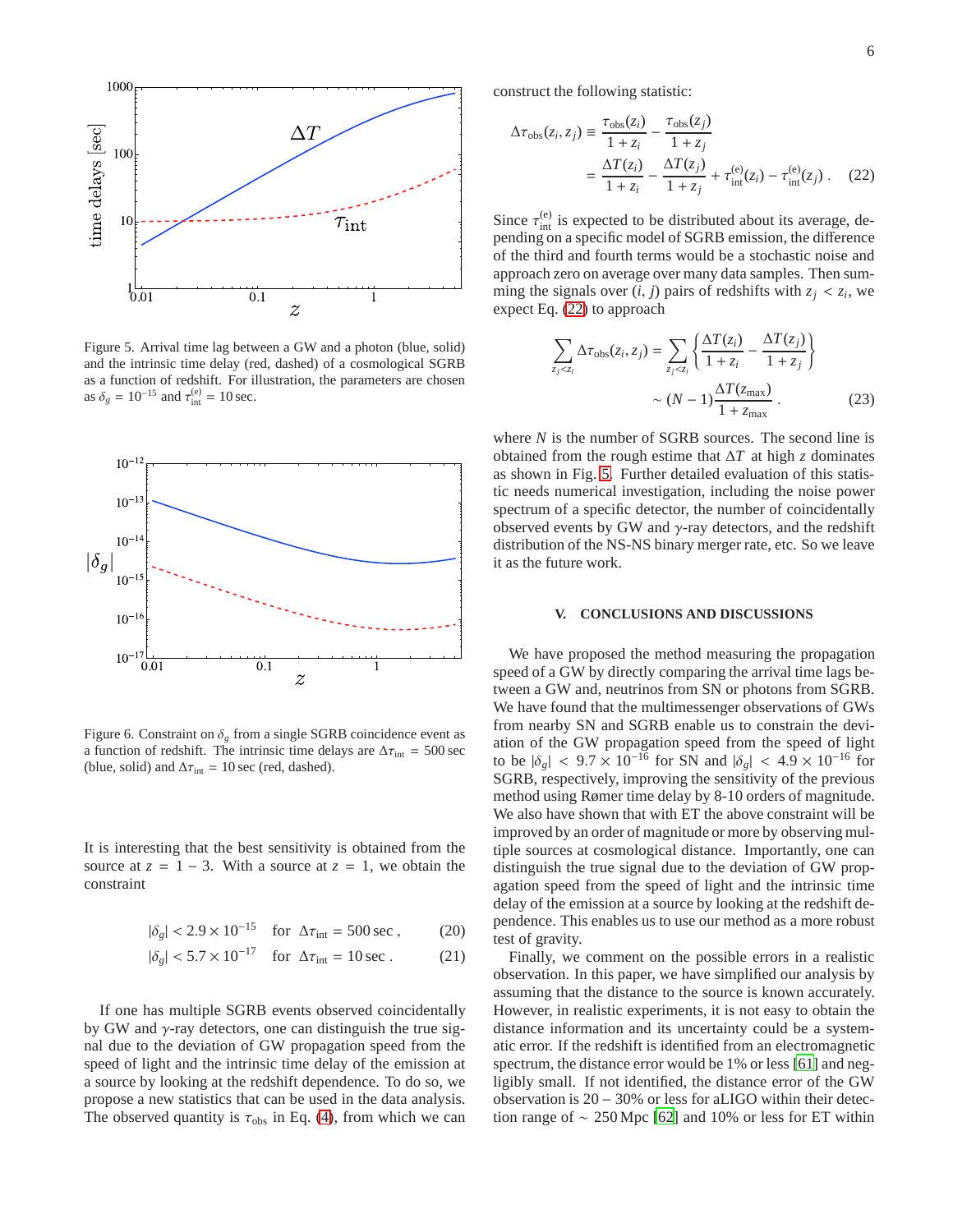Figure 5. Arrival time lag between a GW and a photon (blue, solid) and the intrinsic time delay (red, dashed) of a cosmological SGRB as a function of redshift. For illustration, the parameters are chosen as $\delta_g = 10^{-15}$ and $\tau_{\rm int}^{(e)} = 10\,{\rm sec}$.

Figure 6. Constraint on $\delta_g$ from a single SGRB coincidence event as a function of redshift. The intrinsic time delays are $\Delta\tau_{\rm int} = 500\,{\rm sec}$ (blue, solid) and $\Delta\tau_{\rm int} = 10\,{\rm sec}$ (red, dashed).

It is interesting that the best sensitivity is obtained from the source at $z = 1-3$. With a source at $z = 1$, we obtain the constraint

$$|\delta_g| < 2.9 \times 10^{-15} \quad \text{for} \quad \Delta\tau_{\rm int} = 500\,{\rm sec}\,, \tag{20}$$

$$|\delta_g| < 5.7 \times 10^{-17} \quad \text{for} \quad \Delta\tau_{\rm int} = 10\,{\rm sec}\,. \tag{21}$$

If one has multiple SGRB events observed coincidentally by GW and $\gamma$-ray detectors, one can distinguish the true signal due to the deviation of GW propagation speed from the speed of light and the intrinsic time delay of the emission at a source by looking at the redshift dependence. To do so, we propose a new statistics that can be used in the data analysis. The observed quantity is $\tau_{\rm obs}$ in Eq. (4), from which we can construct the following statistic:

$$\Delta\tau_{\rm obs}(z_i, z_j) \equiv \frac{\tau_{\rm obs}(z_i)}{1+z_i} - \frac{\tau_{\rm obs}(z_j)}{1+z_j} = \frac{\Delta T(z_i)}{1+z_i} - \frac{\Delta T(z_j)}{1+z_j} + \tau_{\rm int}^{(e)}(z_i) - \tau_{\rm int}^{(e)}(z_j)\,. \tag{22}$$

Since $\tau_{\rm int}^{(e)}$ is expected to be distributed about its average, depending on a specific model of SGRB emission, the difference of the third and fourth terms would be a stochastic noise and approach zero on average over many data samples. Then summing the signals over $(i, j)$ pairs of redshifts with $z_j < z_i$, we expect Eq. (22) to approach

$$\sum_{z_j<z_i} \Delta\tau_{\rm obs}(z_i, z_j) = \sum_{z_j<z_i} \left\{ \frac{\Delta T(z_i)}{1+z_i} - \frac{\Delta T(z_j)}{1+z_j} \right\} \sim (N-1)\frac{\Delta T(z_{\rm max})}{1+z_{\rm max}}\,. \tag{23}$$

where $N$ is the number of SGRB sources. The second line is obtained from the rough estime that $\Delta T$ at high $z$ dominates as shown in Fig. 5. Further detailed evaluation of this statistic needs numerical investigation, including the noise power spectrum of a specific detector, the number of coincidentally observed events by GW and $\gamma$-ray detectors, and the redshift distribution of the NS-NS binary merger rate, etc. So we leave it as the future work.

## V. CONCLUSIONS AND DISCUSSIONS

We have proposed the method measuring the propagation speed of a GW by directly comparing the arrival time lags between a GW and, neutrinos from SN or photons from SGRB. We have found that the multimessenger observations of GWs from nearby SN and SGRB enable us to constrain the deviation of the GW propagation speed from the speed of light to be $|\delta_g| < 9.7 \times 10^{-16}$ for SN and $|\delta_g| < 4.9 \times 10^{-16}$ for SGRB, respectively, improving the sensitivity of the previous method using Rømer time delay by 8-10 orders of magnitude. We also have shown that with ET the above constraint will be improved by an order of magnitude or more by observing multiple sources at cosmological distance. Importantly, one can distinguish the true signal due to the deviation of GW propagation speed from the speed of light and the intrinsic time delay of the emission at a source by looking at the redshift dependence. This enables us to use our method as a more robust test of gravity.

Finally, we comment on the possible errors in a realistic observation. In this paper, we have simplified our analysis by assuming that the distance to the source is known accurately. However, in realistic experiments, it is not easy to obtain the distance information and its uncertainty could be a systematic error. If the redshift is identified from an electromagnetic spectrum, the distance error would be 1% or less [61] and negligibly small. If not identified, the distance error of the GW observation is 20 – 30% or less for aLIGO within their detection range of $\sim 250$ Mpc [62] and 10% or less for ET within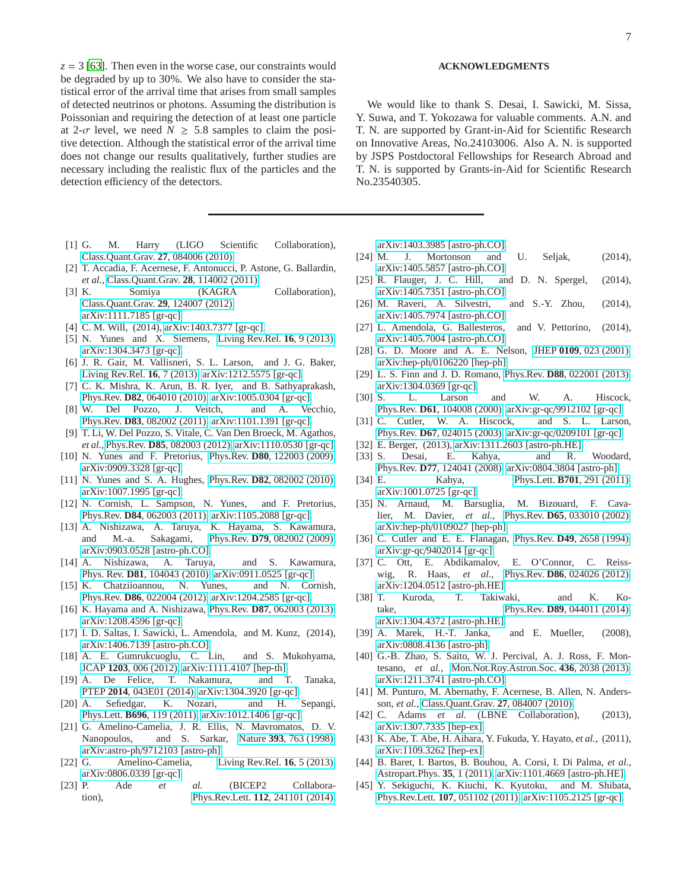$z = 3$ [63]. Then even in the worse case, our constraints would be degraded by up to 30%. We also have to consider the statistical error of the arrival time that arises from small samples of detected neutrinos or photons. Assuming the distribution is Poissonian and requiring the detection of at least one particle at 2-$\sigma$ level, we need $N \geq 5.8$ samples to claim the positive detection. Although the statistical error of the arrival time does not change our results qualitatively, further studies are necessary including the realistic flux of the particles and the detection efficiency of the detectors.

## ACKNOWLEDGMENTS

We would like to thank S. Desai, I. Sawicki, M. Sissa, Y. Suwa, and T. Yokozawa for valuable comments. A.N. and T. N. are supported by Grant-in-Aid for Scientific Research on Innovative Areas, No.24103006. Also A. N. is supported by JSPS Postdoctoral Fellowships for Research Abroad and T. N. is supported by Grants-in-Aid for Scientific Research No.23540305.

---

[1] G. M. Harry (LIGO Scientific Collaboration), Class.Quant.Grav. **27**, 084006 (2010).
[2] T. Accadia, F. Acernese, F. Antonucci, P. Astone, G. Ballardin, *et al.*, Class.Quant.Grav. **28**, 114002 (2011).
[3] K. Somiya (KAGRA Collaboration), Class.Quant.Grav. **29**, 124007 (2012), arXiv:1111.7185 [gr-qc].
[4] C. M. Will, (2014), arXiv:1403.7377 [gr-qc].
[5] N. Yunes and X. Siemens, Living Rev.Rel. **16**, 9 (2013), arXiv:1304.3473 [gr-qc].
[6] J. R. Gair, M. Vallisneri, S. L. Larson, and J. G. Baker, Living Rev.Rel. **16**, 7 (2013), arXiv:1212.5575 [gr-qc].
[7] C. K. Mishra, K. Arun, B. R. Iyer, and B. Sathyaprakash, Phys.Rev. **D82**, 064010 (2010), arXiv:1005.0304 [gr-qc].
[8] W. Del Pozzo, J. Veitch, and A. Vecchio, Phys.Rev. **D83**, 082002 (2011), arXiv:1101.1391 [gr-qc].
[9] T. Li, W. Del Pozzo, S. Vitale, C. Van Den Broeck, M. Agathos, *et al.*, Phys.Rev. **D85**, 082003 (2012), arXiv:1110.0530 [gr-qc].
[10] N. Yunes and F. Pretorius, Phys.Rev. **D80**, 122003 (2009), arXiv:0909.3328 [gr-qc].
[11] N. Yunes and S. A. Hughes, Phys.Rev. **D82**, 082002 (2010), arXiv:1007.1995 [gr-qc].
[12] N. Cornish, L. Sampson, N. Yunes, and F. Pretorius, Phys.Rev. **D84**, 062003 (2011), arXiv:1105.2088 [gr-qc].
[13] A. Nishizawa, A. Taruya, K. Hayama, S. Kawamura, and M.-a. Sakagami, Phys.Rev. **D79**, 082002 (2009), arXiv:0903.0528 [astro-ph.CO].
[14] A. Nishizawa, A. Taruya, and S. Kawamura, Phys. Rev. **D81**, 104043 (2010), arXiv:0911.0525 [gr-qc].
[15] K. Chatziioannou, N. Yunes, and N. Cornish, Phys.Rev. **D86**, 022004 (2012), arXiv:1204.2585 [gr-qc].
[16] K. Hayama and A. Nishizawa, Phys.Rev. **D87**, 062003 (2013), arXiv:1208.4596 [gr-qc].
[17] I. D. Saltas, I. Sawicki, L. Amendola, and M. Kunz, (2014), arXiv:1406.7139 [astro-ph.CO].
[18] A. E. Gumrukcuoglu, C. Lin, and S. Mukohyama, JCAP **1203**, 006 (2012), arXiv:1111.4107 [hep-th].
[19] A. De Felice, T. Nakamura, and T. Tanaka, PTEP **2014**, 043E01 (2014), arXiv:1304.3920 [gr-qc].
[20] A. Sefiedgar, K. Nozari, and H. Sepangi, Phys.Lett. **B696**, 119 (2011), arXiv:1012.1406 [gr-qc].
[21] G. Amelino-Camelia, J. R. Ellis, N. Mavromatos, D. V. Nanopoulos, and S. Sarkar, Nature **393**, 763 (1998), arXiv:astro-ph/9712103 [astro-ph].
[22] G. Amelino-Camelia, Living Rev.Rel. **16**, 5 (2013), arXiv:0806.0339 [gr-qc].
[23] P. Ade *et al.* (BICEP2 Collaboration), Phys.Rev.Lett. **112**, 241101 (2014), arXiv:1403.3985 [astro-ph.CO].
[24] M. J. Mortonson and U. Seljak, (2014), arXiv:1405.5857 [astro-ph.CO].
[25] R. Flauger, J. C. Hill, and D. N. Spergel, (2014), arXiv:1405.7351 [astro-ph.CO].
[26] M. Raveri, A. Silvestri, and S.-Y. Zhou, (2014), arXiv:1405.7974 [astro-ph.CO].
[27] L. Amendola, G. Ballesteros, and V. Pettorino, (2014), arXiv:1405.7004 [astro-ph.CO].
[28] G. D. Moore and A. E. Nelson, JHEP **0109**, 023 (2001), arXiv:hep-ph/0106220 [hep-ph].
[29] L. S. Finn and J. D. Romano, Phys.Rev. **D88**, 022001 (2013), arXiv:1304.0369 [gr-qc].
[30] S. L. Larson and W. A. Hiscock, Phys.Rev. **D61**, 104008 (2000), arXiv:gr-qc/9912102 [gr-qc].
[31] C. Cutler, W. A. Hiscock, and S. L. Larson, Phys.Rev. **D67**, 024015 (2003), arXiv:gr-qc/0209101 [gr-qc].
[32] E. Berger, (2013), arXiv:1311.2603 [astro-ph.HE].
[33] S. Desai, E. Kahya, and R. Woodard, Phys.Rev. **D77**, 124041 (2008), arXiv:0804.3804 [astro-ph].
[34] E. Kahya, Phys.Lett. **B701**, 291 (2011), arXiv:1001.0725 [gr-qc].
[35] N. Arnaud, M. Barsuglia, M. Bizouard, F. Cavalier, M. Davier, *et al.*, Phys.Rev. **D65**, 033010 (2002), arXiv:hep-ph/0109027 [hep-ph].
[36] C. Cutler and E. E. Flanagan, Phys.Rev. **D49**, 2658 (1994), arXiv:gr-qc/9402014 [gr-qc].
[37] C. Ott, E. Abdikamalov, E. O'Connor, C. Reisswig, R. Haas, *et al.*, Phys.Rev. **D86**, 024026 (2012), arXiv:1204.0512 [astro-ph.HE].
[38] T. Kuroda, T. Takiwaki, and K. Kotake, Phys.Rev. **D89**, 044011 (2014), arXiv:1304.4372 [astro-ph.HE].
[39] A. Marek, H.-T. Janka, and E. Mueller, (2008), arXiv:0808.4136 [astro-ph].
[40] G.-B. Zhao, S. Saito, W. J. Percival, A. J. Ross, F. Montesano, *et al.*, Mon.Not.Roy.Astron.Soc. **436**, 2038 (2013), arXiv:1211.3741 [astro-ph.CO].
[41] M. Punturo, M. Abernathy, F. Acernese, B. Allen, N. Andersson, *et al.*, Class.Quant.Grav. **27**, 084007 (2010).
[42] C. Adams *et al.* (LBNE Collaboration), (2013), arXiv:1307.7335 [hep-ex].
[43] K. Abe, T. Abe, H. Aihara, Y. Fukuda, Y. Hayato, *et al.*, (2011), arXiv:1109.3262 [hep-ex].
[44] B. Baret, I. Bartos, B. Bouhou, A. Corsi, I. Di Palma, *et al.*, Astropart.Phys. **35**, 1 (2011), arXiv:1101.4669 [astro-ph.HE].
[45] Y. Sekiguchi, K. Kiuchi, K. Kyutoku, and M. Shibata, Phys.Rev.Lett. **107**, 051102 (2011), arXiv:1105.2125 [gr-qc].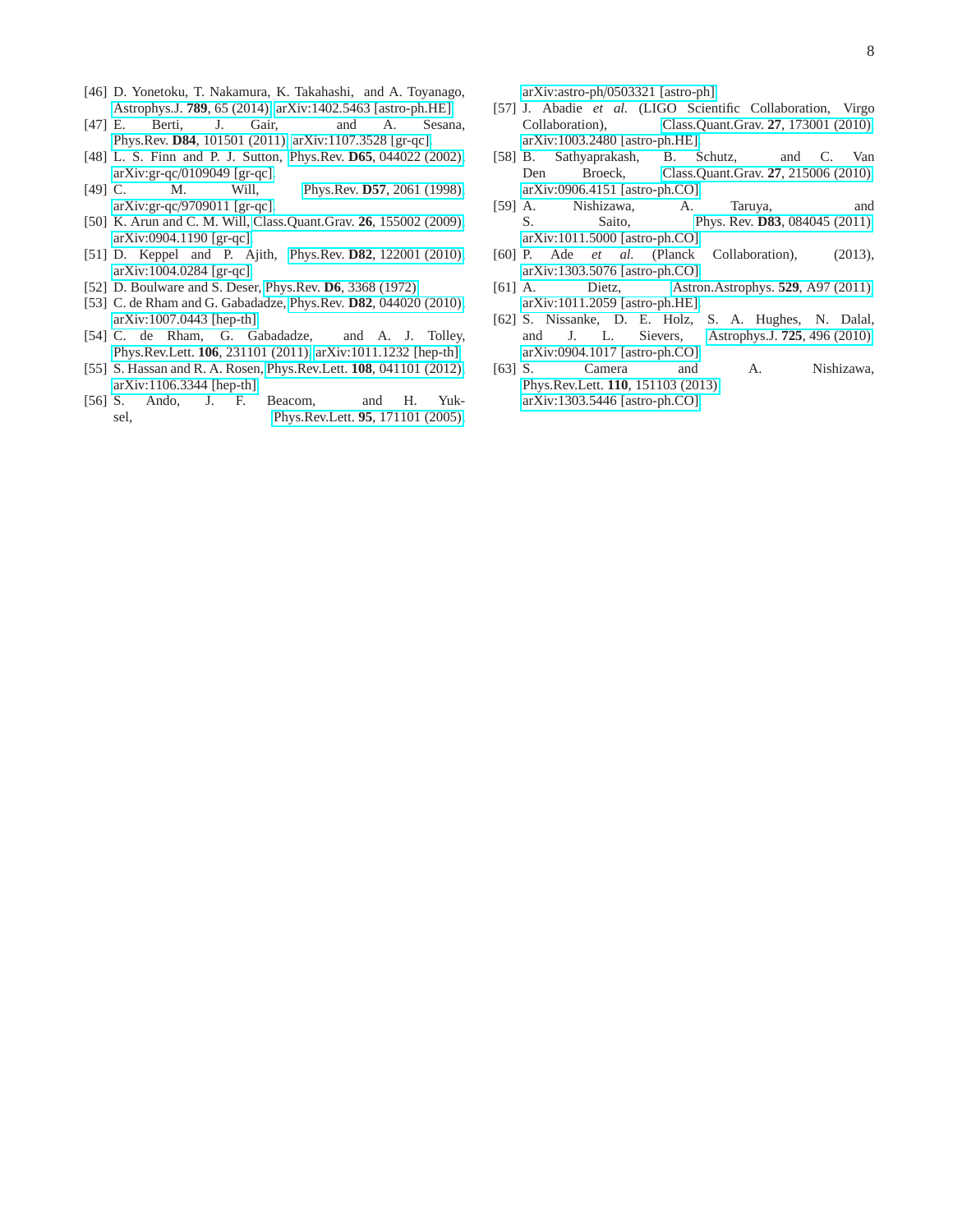[46] D. Yonetoku, T. Nakamura, K. Takahashi, and A. Toyanago, Astrophys.J. **789**, 65 (2014), arXiv:1402.5463 [astro-ph.HE].

[47] E. Berti, J. Gair, and A. Sesana, Phys.Rev. **D84**, 101501 (2011), arXiv:1107.3528 [gr-qc].

[48] L. S. Finn and P. J. Sutton, Phys.Rev. **D65**, 044022 (2002), arXiv:gr-qc/0109049 [gr-qc].

[49] C. M. Will, Phys.Rev. **D57**, 2061 (1998), arXiv:gr-qc/9709011 [gr-qc].

[50] K. Arun and C. M. Will, Class.Quant.Grav. **26**, 155002 (2009), arXiv:0904.1190 [gr-qc].

[51] D. Keppel and P. Ajith, Phys.Rev. **D82**, 122001 (2010), arXiv:1004.0284 [gr-qc].

[52] D. Boulware and S. Deser, Phys.Rev. **D6**, 3368 (1972).

[53] C. de Rham and G. Gabadadze, Phys.Rev. **D82**, 044020 (2010), arXiv:1007.0443 [hep-th].

[54] C. de Rham, G. Gabadadze, and A. J. Tolley, Phys.Rev.Lett. **106**, 231101 (2011), arXiv:1011.1232 [hep-th].

[55] S. Hassan and R. A. Rosen, Phys.Rev.Lett. **108**, 041101 (2012), arXiv:1106.3344 [hep-th].

[56] S. Ando, J. F. Beacom, and H. Yuksel, Phys.Rev.Lett. **95**, 171101 (2005), arXiv:astro-ph/0503321 [astro-ph].

[57] J. Abadie *et al.* (LIGO Scientific Collaboration, Virgo Collaboration), Class.Quant.Grav. **27**, 173001 (2010), arXiv:1003.2480 [astro-ph.HE].

[58] B. Sathyaprakash, B. Schutz, and C. Van Den Broeck, Class.Quant.Grav. **27**, 215006 (2010), arXiv:0906.4151 [astro-ph.CO].

[59] A. Nishizawa, A. Taruya, and S. Saito, Phys. Rev. **D83**, 084045 (2011), arXiv:1011.5000 [astro-ph.CO].

[60] P. Ade *et al.* (Planck Collaboration), (2013), arXiv:1303.5076 [astro-ph.CO].

[61] A. Dietz, Astron.Astrophys. **529**, A97 (2011), arXiv:1011.2059 [astro-ph.HE].

[62] S. Nissanke, D. E. Holz, S. A. Hughes, N. Dalal, and J. L. Sievers, Astrophys.J. **725**, 496 (2010), arXiv:0904.1017 [astro-ph.CO].

[63] S. Camera and A. Nishizawa, Phys.Rev.Lett. **110**, 151103 (2013), arXiv:1303.5446 [astro-ph.CO].